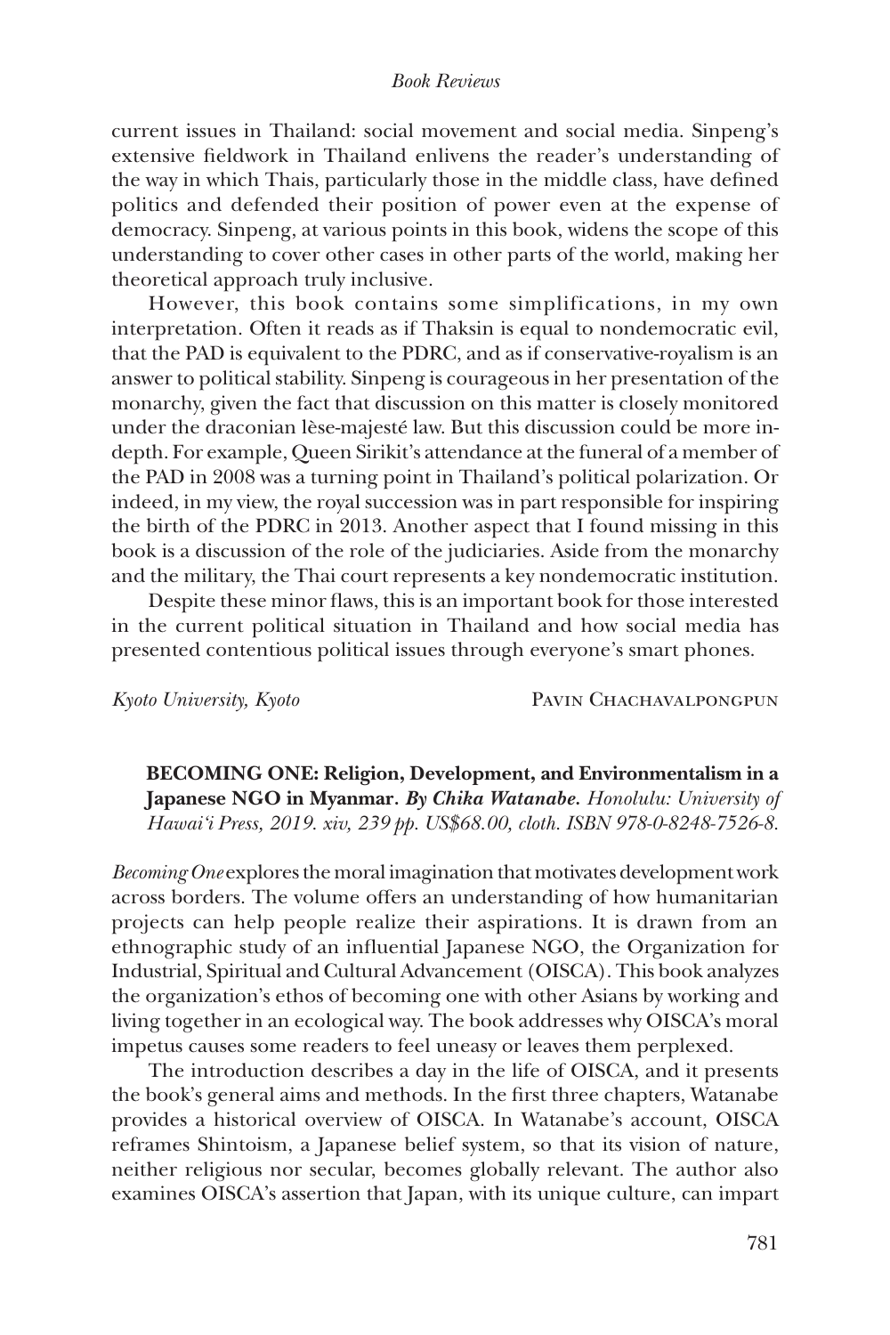current issues in Thailand: social movement and social media. Sinpeng's extensive fieldwork in Thailand enlivens the reader's understanding of the way in which Thais, particularly those in the middle class, have defined politics and defended their position of power even at the expense of democracy. Sinpeng, at various points in this book, widens the scope of this understanding to cover other cases in other parts of the world, making her theoretical approach truly inclusive.

However, this book contains some simplifications, in my own interpretation. Often it reads as if Thaksin is equal to nondemocratic evil, that the PAD is equivalent to the PDRC, and as if conservative-royalism is an answer to political stability. Sinpeng is courageous in her presentation of the monarchy, given the fact that discussion on this matter is closely monitored under the draconian lèse-majesté law. But this discussion could be more in-depth. For example, Queen Sirikit's attendance at the funeral of a member of the PAD in 2008 was a turning point in Thailand's political polarization. Or indeed, in my view, the royal succession was in part responsible for inspiring the birth of the PDRC in 2013. Another aspect that I found missing in this book is a discussion of the role of the judiciaries. Aside from the monarchy and the military, the Thai court represents a key nondemocratic institution.

Despite these minor flaws, this is an important book for those interested in the current political situation in Thailand and how social media has presented contentious political issues through everyone's smart phones.

*Kyoto University, Kyoto* PAVIN CHACHAVALPONGPUN

**BECOMING ONE: Religion, Development, and Environmentalism in a Japanese NGO in Myanmar.** ***By Chika Watanabe.*** *Honolulu: University of Hawai'i Press, 2019. xiv, 239 pp. US$68.00, cloth. ISBN 978-0-8248-7526-8.*

*Becoming One* explores the moral imagination that motivates development work across borders. The volume offers an understanding of how humanitarian projects can help people realize their aspirations. It is drawn from an ethnographic study of an influential Japanese NGO, the Organization for Industrial, Spiritual and Cultural Advancement (OISCA). This book analyzes the organization's ethos of becoming one with other Asians by working and living together in an ecological way. The book addresses why OISCA's moral impetus causes some readers to feel uneasy or leaves them perplexed.

The introduction describes a day in the life of OISCA, and it presents the book's general aims and methods. In the first three chapters, Watanabe provides a historical overview of OISCA. In Watanabe's account, OISCA reframes Shintoism, a Japanese belief system, so that its vision of nature, neither religious nor secular, becomes globally relevant. The author also examines OISCA's assertion that Japan, with its unique culture, can impart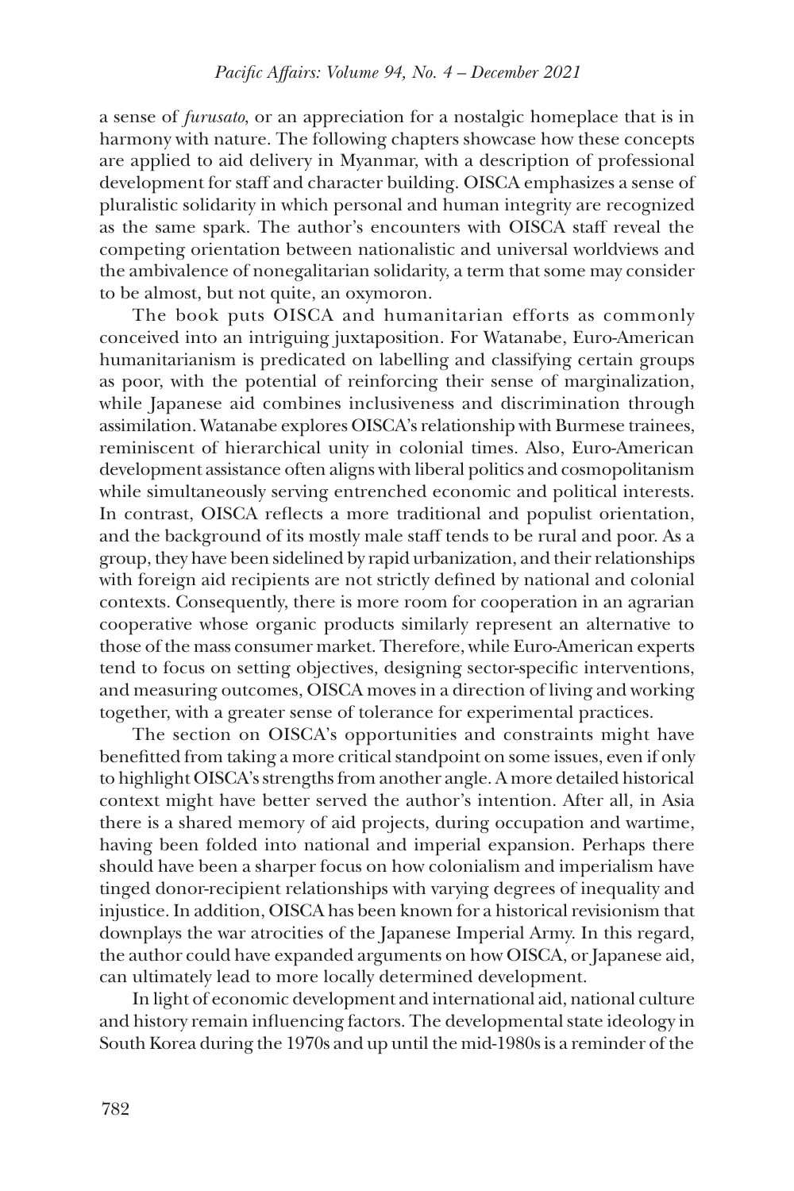a sense of *furusato*, or an appreciation for a nostalgic homeplace that is in harmony with nature. The following chapters showcase how these concepts are applied to aid delivery in Myanmar, with a description of professional development for staff and character building. OISCA emphasizes a sense of pluralistic solidarity in which personal and human integrity are recognized as the same spark. The author's encounters with OISCA staff reveal the competing orientation between nationalistic and universal worldviews and the ambivalence of nonegalitarian solidarity, a term that some may consider to be almost, but not quite, an oxymoron.

The book puts OISCA and humanitarian efforts as commonly conceived into an intriguing juxtaposition. For Watanabe, Euro-American humanitarianism is predicated on labelling and classifying certain groups as poor, with the potential of reinforcing their sense of marginalization, while Japanese aid combines inclusiveness and discrimination through assimilation. Watanabe explores OISCA's relationship with Burmese trainees, reminiscent of hierarchical unity in colonial times. Also, Euro-American development assistance often aligns with liberal politics and cosmopolitanism while simultaneously serving entrenched economic and political interests. In contrast, OISCA reflects a more traditional and populist orientation, and the background of its mostly male staff tends to be rural and poor. As a group, they have been sidelined by rapid urbanization, and their relationships with foreign aid recipients are not strictly defined by national and colonial contexts. Consequently, there is more room for cooperation in an agrarian cooperative whose organic products similarly represent an alternative to those of the mass consumer market. Therefore, while Euro-American experts tend to focus on setting objectives, designing sector-specific interventions, and measuring outcomes, OISCA moves in a direction of living and working together, with a greater sense of tolerance for experimental practices.

The section on OISCA's opportunities and constraints might have benefitted from taking a more critical standpoint on some issues, even if only to highlight OISCA's strengths from another angle. A more detailed historical context might have better served the author's intention. After all, in Asia there is a shared memory of aid projects, during occupation and wartime, having been folded into national and imperial expansion. Perhaps there should have been a sharper focus on how colonialism and imperialism have tinged donor-recipient relationships with varying degrees of inequality and injustice. In addition, OISCA has been known for a historical revisionism that downplays the war atrocities of the Japanese Imperial Army. In this regard, the author could have expanded arguments on how OISCA, or Japanese aid, can ultimately lead to more locally determined development.

In light of economic development and international aid, national culture and history remain influencing factors. The developmental state ideology in South Korea during the 1970s and up until the mid-1980s is a reminder of the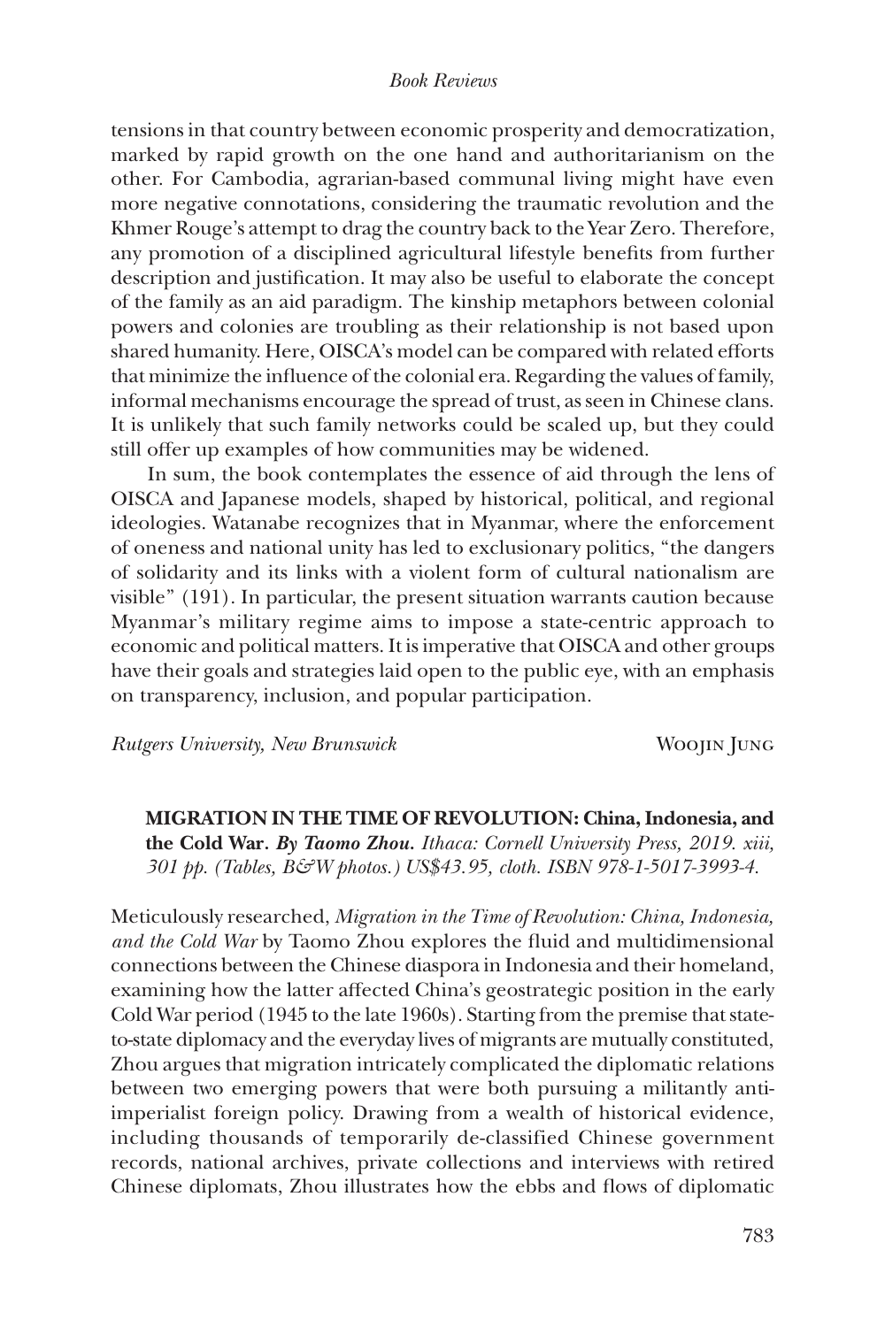tensions in that country between economic prosperity and democratization, marked by rapid growth on the one hand and authoritarianism on the other. For Cambodia, agrarian-based communal living might have even more negative connotations, considering the traumatic revolution and the Khmer Rouge's attempt to drag the country back to the Year Zero. Therefore, any promotion of a disciplined agricultural lifestyle benefits from further description and justification. It may also be useful to elaborate the concept of the family as an aid paradigm. The kinship metaphors between colonial powers and colonies are troubling as their relationship is not based upon shared humanity. Here, OISCA's model can be compared with related efforts that minimize the influence of the colonial era. Regarding the values of family, informal mechanisms encourage the spread of trust, as seen in Chinese clans. It is unlikely that such family networks could be scaled up, but they could still offer up examples of how communities may be widened.

In sum, the book contemplates the essence of aid through the lens of OISCA and Japanese models, shaped by historical, political, and regional ideologies. Watanabe recognizes that in Myanmar, where the enforcement of oneness and national unity has led to exclusionary politics, "the dangers of solidarity and its links with a violent form of cultural nationalism are visible" (191). In particular, the present situation warrants caution because Myanmar's military regime aims to impose a state-centric approach to economic and political matters. It is imperative that OISCA and other groups have their goals and strategies laid open to the public eye, with an emphasis on transparency, inclusion, and popular participation.

*Rutgers University, New Brunswick* WOOJIN JUNG

**MIGRATION IN THE TIME OF REVOLUTION: China, Indonesia, and the Cold War. *By Taomo Zhou.*** *Ithaca: Cornell University Press, 2019. xiii, 301 pp. (Tables, B&W photos.) US$43.95, cloth. ISBN 978-1-5017-3993-4.*

Meticulously researched, *Migration in the Time of Revolution: China, Indonesia, and the Cold War* by Taomo Zhou explores the fluid and multidimensional connections between the Chinese diaspora in Indonesia and their homeland, examining how the latter affected China's geostrategic position in the early Cold War period (1945 to the late 1960s). Starting from the premise that state-to-state diplomacy and the everyday lives of migrants are mutually constituted, Zhou argues that migration intricately complicated the diplomatic relations between two emerging powers that were both pursuing a militantly anti-imperialist foreign policy. Drawing from a wealth of historical evidence, including thousands of temporarily de-classified Chinese government records, national archives, private collections and interviews with retired Chinese diplomats, Zhou illustrates how the ebbs and flows of diplomatic